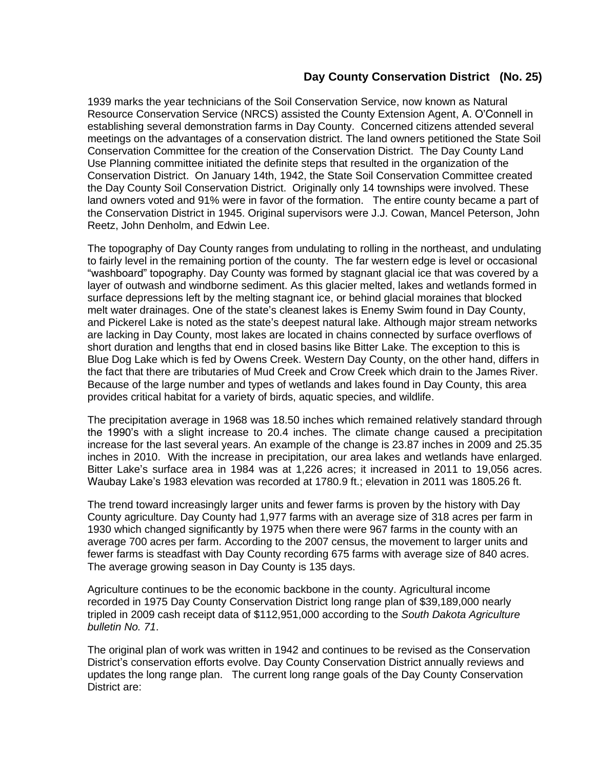## Day County Conservation District (No. 25)

1939 marks the year technicians of the Soil Conservation Service, now known as Natural Resource Conservation Service (NRCS) assisted the County Extension Agent, A. O'Connell in establishing several demonstration farms in Day County. Concerned citizens attended several meetings on the advantages of a conservation district. The land owners petitioned the State Soil Conservation Committee for the creation of the Conservation District. The Day County Land Use Planning committee initiated the definite steps that resulted in the organization of the Conservation District. On January 14th, 1942, the State Soil Conservation Committee created the Day County Soil Conservation District. Originally only 14 townships were involved. These land owners voted and 91% were in favor of the formation. The entire county became a part of the Conservation District in 1945. Original supervisors were J.J. Cowan, Mancel Peterson, John Reetz, John Denholm, and Edwin Lee.

The topography of Day County ranges from undulating to rolling in the northeast, and undulating to fairly level in the remaining portion of the county. The far western edge is level or occasional "washboard" topography. Day County was formed by stagnant glacial ice that was covered by a layer of outwash and windborne sediment. As this glacier melted, lakes and wetlands formed in surface depressions left by the melting stagnant ice, or behind glacial moraines that blocked melt water drainages. One of the state's cleanest lakes is Enemy Swim found in Day County, and Pickerel Lake is noted as the state's deepest natural lake. Although major stream networks are lacking in Day County, most lakes are located in chains connected by surface overflows of short duration and lengths that end in closed basins like Bitter Lake. The exception to this is Blue Dog Lake which is fed by Owens Creek. Western Day County, on the other hand, differs in the fact that there are tributaries of Mud Creek and Crow Creek which drain to the James River. Because of the large number and types of wetlands and lakes found in Day County, this area provides critical habitat for a variety of birds, aquatic species, and wildlife.

The precipitation average in 1968 was 18.50 inches which remained relatively standard through the 1990's with a slight increase to 20.4 inches. The climate change caused a precipitation increase for the last several years. An example of the change is 23.87 inches in 2009 and 25.35 inches in 2010. With the increase in precipitation, our area lakes and wetlands have enlarged. Bitter Lake's surface area in 1984 was at 1,226 acres; it increased in 2011 to 19,056 acres. Waubay Lake's 1983 elevation was recorded at 1780.9 ft.; elevation in 2011 was 1805.26 ft.

The trend toward increasingly larger units and fewer farms is proven by the history with Day County agriculture. Day County had 1,977 farms with an average size of 318 acres per farm in 1930 which changed significantly by 1975 when there were 967 farms in the county with an average 700 acres per farm. According to the 2007 census, the movement to larger units and fewer farms is steadfast with Day County recording 675 farms with average size of 840 acres. The average growing season in Day County is 135 days.

Agriculture continues to be the economic backbone in the county. Agricultural income recorded in 1975 Day County Conservation District long range plan of $39,189,000 nearly tripled in 2009 cash receipt data of $112,951,000 according to the *South Dakota Agriculture bulletin No. 71*.

The original plan of work was written in 1942 and continues to be revised as the Conservation District's conservation efforts evolve. Day County Conservation District annually reviews and updates the long range plan. The current long range goals of the Day County Conservation District are: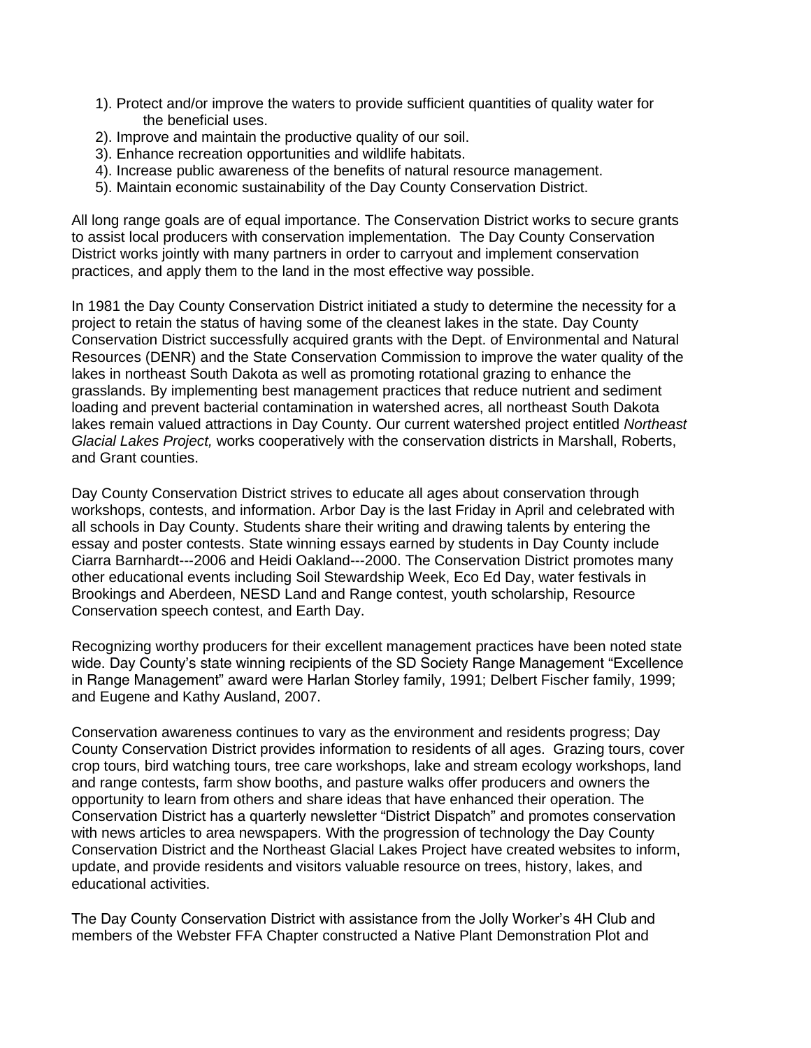1). Protect and/or improve the waters to provide sufficient quantities of quality water for the beneficial uses.
2). Improve and maintain the productive quality of our soil.
3). Enhance recreation opportunities and wildlife habitats.
4). Increase public awareness of the benefits of natural resource management.
5). Maintain economic sustainability of the Day County Conservation District.

All long range goals are of equal importance. The Conservation District works to secure grants to assist local producers with conservation implementation. The Day County Conservation District works jointly with many partners in order to carryout and implement conservation practices, and apply them to the land in the most effective way possible.

In 1981 the Day County Conservation District initiated a study to determine the necessity for a project to retain the status of having some of the cleanest lakes in the state. Day County Conservation District successfully acquired grants with the Dept. of Environmental and Natural Resources (DENR) and the State Conservation Commission to improve the water quality of the lakes in northeast South Dakota as well as promoting rotational grazing to enhance the grasslands. By implementing best management practices that reduce nutrient and sediment loading and prevent bacterial contamination in watershed acres, all northeast South Dakota lakes remain valued attractions in Day County. Our current watershed project entitled *Northeast Glacial Lakes Project,* works cooperatively with the conservation districts in Marshall, Roberts, and Grant counties.

Day County Conservation District strives to educate all ages about conservation through workshops, contests, and information. Arbor Day is the last Friday in April and celebrated with all schools in Day County. Students share their writing and drawing talents by entering the essay and poster contests. State winning essays earned by students in Day County include Ciarra Barnhardt---2006 and Heidi Oakland---2000. The Conservation District promotes many other educational events including Soil Stewardship Week, Eco Ed Day, water festivals in Brookings and Aberdeen, NESD Land and Range contest, youth scholarship, Resource Conservation speech contest, and Earth Day.

Recognizing worthy producers for their excellent management practices have been noted state wide. Day County's state winning recipients of the SD Society Range Management "Excellence in Range Management" award were Harlan Storley family, 1991; Delbert Fischer family, 1999; and Eugene and Kathy Ausland, 2007.

Conservation awareness continues to vary as the environment and residents progress; Day County Conservation District provides information to residents of all ages. Grazing tours, cover crop tours, bird watching tours, tree care workshops, lake and stream ecology workshops, land and range contests, farm show booths, and pasture walks offer producers and owners the opportunity to learn from others and share ideas that have enhanced their operation. The Conservation District has a quarterly newsletter "District Dispatch" and promotes conservation with news articles to area newspapers. With the progression of technology the Day County Conservation District and the Northeast Glacial Lakes Project have created websites to inform, update, and provide residents and visitors valuable resource on trees, history, lakes, and educational activities.

The Day County Conservation District with assistance from the Jolly Worker's 4H Club and members of the Webster FFA Chapter constructed a Native Plant Demonstration Plot and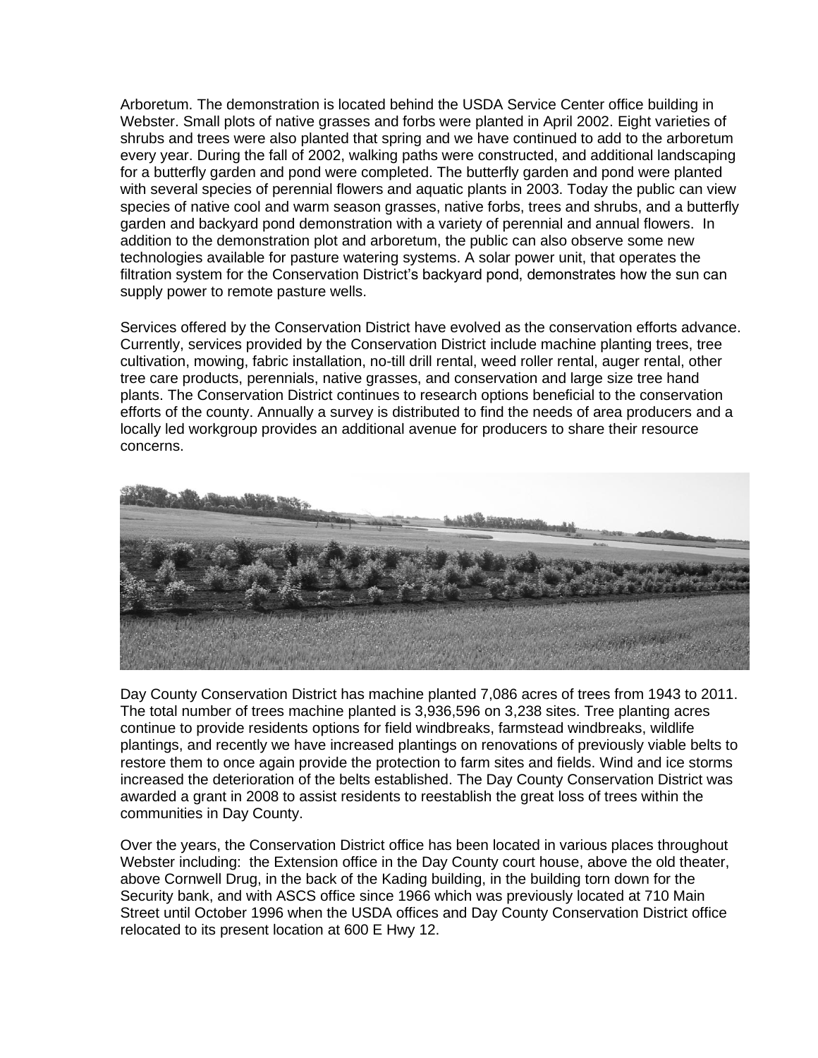Arboretum. The demonstration is located behind the USDA Service Center office building in Webster. Small plots of native grasses and forbs were planted in April 2002. Eight varieties of shrubs and trees were also planted that spring and we have continued to add to the arboretum every year. During the fall of 2002, walking paths were constructed, and additional landscaping for a butterfly garden and pond were completed. The butterfly garden and pond were planted with several species of perennial flowers and aquatic plants in 2003. Today the public can view species of native cool and warm season grasses, native forbs, trees and shrubs, and a butterfly garden and backyard pond demonstration with a variety of perennial and annual flowers. In addition to the demonstration plot and arboretum, the public can also observe some new technologies available for pasture watering systems. A solar power unit, that operates the filtration system for the Conservation District's backyard pond, demonstrates how the sun can supply power to remote pasture wells.

Services offered by the Conservation District have evolved as the conservation efforts advance. Currently, services provided by the Conservation District include machine planting trees, tree cultivation, mowing, fabric installation, no-till drill rental, weed roller rental, auger rental, other tree care products, perennials, native grasses, and conservation and large size tree hand plants. The Conservation District continues to research options beneficial to the conservation efforts of the county. Annually a survey is distributed to find the needs of area producers and a locally led workgroup provides an additional avenue for producers to share their resource concerns.

Day County Conservation District has machine planted 7,086 acres of trees from 1943 to 2011. The total number of trees machine planted is 3,936,596 on 3,238 sites. Tree planting acres continue to provide residents options for field windbreaks, farmstead windbreaks, wildlife plantings, and recently we have increased plantings on renovations of previously viable belts to restore them to once again provide the protection to farm sites and fields. Wind and ice storms increased the deterioration of the belts established. The Day County Conservation District was awarded a grant in 2008 to assist residents to reestablish the great loss of trees within the communities in Day County.

Over the years, the Conservation District office has been located in various places throughout Webster including: the Extension office in the Day County court house, above the old theater, above Cornwell Drug, in the back of the Kading building, in the building torn down for the Security bank, and with ASCS office since 1966 which was previously located at 710 Main Street until October 1996 when the USDA offices and Day County Conservation District office relocated to its present location at 600 E Hwy 12.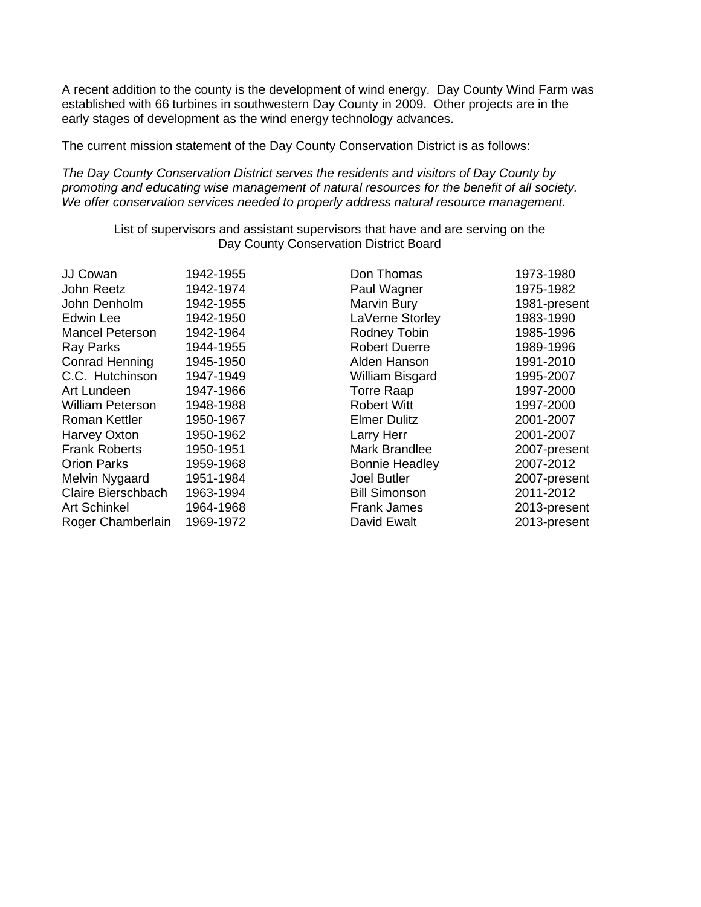A recent addition to the county is the development of wind energy. Day County Wind Farm was established with 66 turbines in southwestern Day County in 2009. Other projects are in the early stages of development as the wind energy technology advances.

The current mission statement of the Day County Conservation District is as follows:

*The Day County Conservation District serves the residents and visitors of Day County by promoting and educating wise management of natural resources for the benefit of all society. We offer conservation services needed to properly address natural resource management.*

List of supervisors and assistant supervisors that have and are serving on the Day County Conservation District Board

| | | | |
|---|---|---|---|
| JJ Cowan | 1942-1955 | Don Thomas | 1973-1980 |
| John Reetz | 1942-1974 | Paul Wagner | 1975-1982 |
| John Denholm | 1942-1955 | Marvin Bury | 1981-present |
| Edwin Lee | 1942-1950 | LaVerne Storley | 1983-1990 |
| Mancel Peterson | 1942-1964 | Rodney Tobin | 1985-1996 |
| Ray Parks | 1944-1955 | Robert Duerre | 1989-1996 |
| Conrad Henning | 1945-1950 | Alden Hanson | 1991-2010 |
| C.C. Hutchinson | 1947-1949 | William Bisgard | 1995-2007 |
| Art Lundeen | 1947-1966 | Torre Raap | 1997-2000 |
| William Peterson | 1948-1988 | Robert Witt | 1997-2000 |
| Roman Kettler | 1950-1967 | Elmer Dulitz | 2001-2007 |
| Harvey Oxton | 1950-1962 | Larry Herr | 2001-2007 |
| Frank Roberts | 1950-1951 | Mark Brandlee | 2007-present |
| Orion Parks | 1959-1968 | Bonnie Headley | 2007-2012 |
| Melvin Nygaard | 1951-1984 | Joel Butler | 2007-present |
| Claire Bierschbach | 1963-1994 | Bill Simonson | 2011-2012 |
| Art Schinkel | 1964-1968 | Frank James | 2013-present |
| Roger Chamberlain | 1969-1972 | David Ewalt | 2013-present |